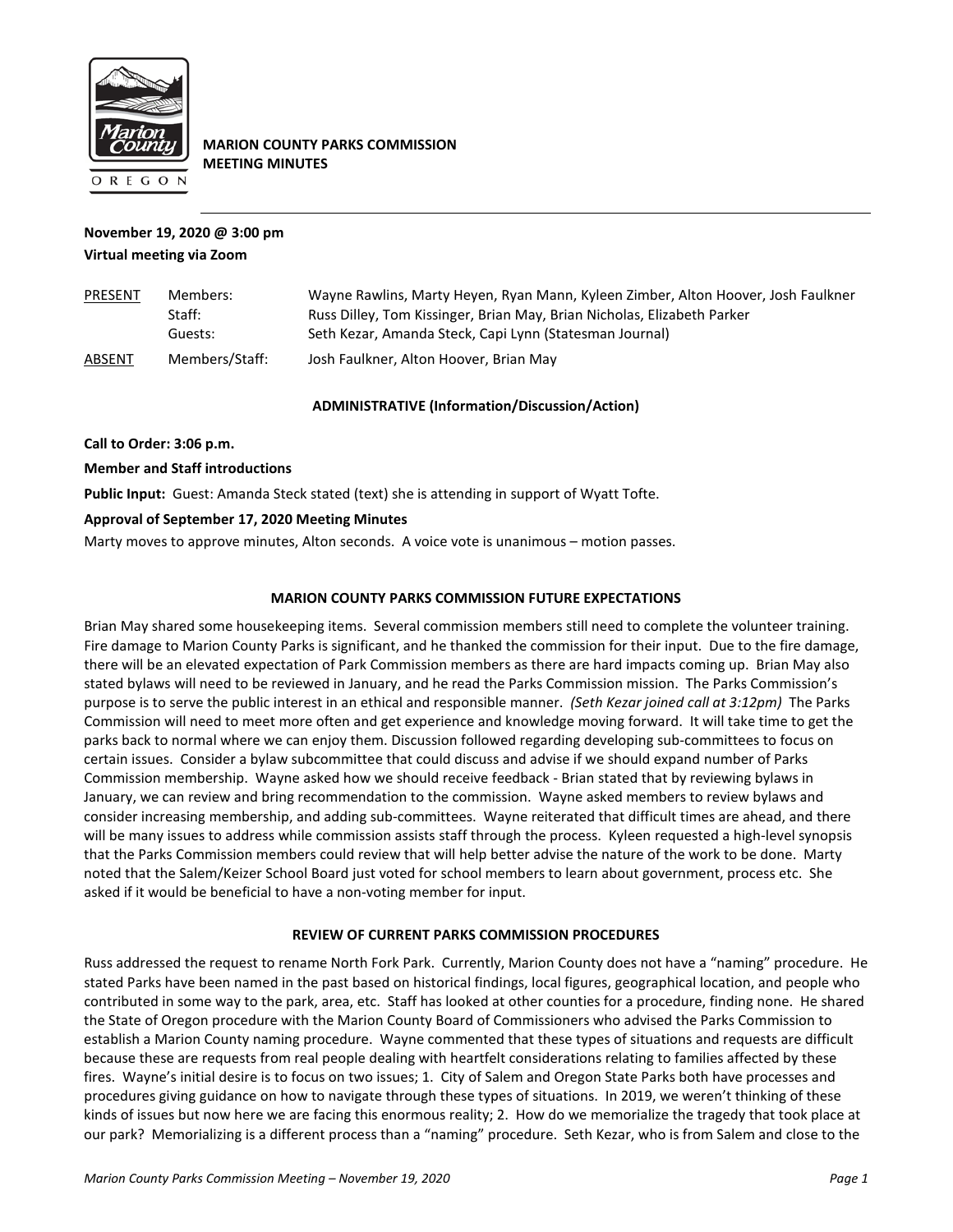**MARION COUNTY PARKS COMMISSION**
**MEETING MINUTES**

**November 19, 2020 @ 3:00 pm**
**Virtual meeting via Zoom**

| | | |
|---|---|---|
| PRESENT | Members: | Wayne Rawlins, Marty Heyen, Ryan Mann, Kyleen Zimber, Alton Hoover, Josh Faulkner |
| | Staff: | Russ Dilley, Tom Kissinger, Brian May, Brian Nicholas, Elizabeth Parker |
| | Guests: | Seth Kezar, Amanda Steck, Capi Lynn (Statesman Journal) |
| ABSENT | Members/Staff: | Josh Faulkner, Alton Hoover, Brian May |

**ADMINISTRATIVE (Information/Discussion/Action)**

**Call to Order: 3:06 p.m.**

**Member and Staff introductions**

**Public Input:** Guest: Amanda Steck stated (text) she is attending in support of Wyatt Tofte.

**Approval of September 17, 2020 Meeting Minutes**

Marty moves to approve minutes, Alton seconds. A voice vote is unanimous – motion passes.

**MARION COUNTY PARKS COMMISSION FUTURE EXPECTATIONS**

Brian May shared some housekeeping items. Several commission members still need to complete the volunteer training. Fire damage to Marion County Parks is significant, and he thanked the commission for their input. Due to the fire damage, there will be an elevated expectation of Park Commission members as there are hard impacts coming up. Brian May also stated bylaws will need to be reviewed in January, and he read the Parks Commission mission. The Parks Commission's purpose is to serve the public interest in an ethical and responsible manner. *(Seth Kezar joined call at 3:12pm)* The Parks Commission will need to meet more often and get experience and knowledge moving forward. It will take time to get the parks back to normal where we can enjoy them. Discussion followed regarding developing sub-committees to focus on certain issues. Consider a bylaw subcommittee that could discuss and advise if we should expand number of Parks Commission membership. Wayne asked how we should receive feedback - Brian stated that by reviewing bylaws in January, we can review and bring recommendation to the commission. Wayne asked members to review bylaws and consider increasing membership, and adding sub-committees. Wayne reiterated that difficult times are ahead, and there will be many issues to address while commission assists staff through the process. Kyleen requested a high-level synopsis that the Parks Commission members could review that will help better advise the nature of the work to be done. Marty noted that the Salem/Keizer School Board just voted for school members to learn about government, process etc. She asked if it would be beneficial to have a non-voting member for input.

**REVIEW OF CURRENT PARKS COMMISSION PROCEDURES**

Russ addressed the request to rename North Fork Park. Currently, Marion County does not have a "naming" procedure. He stated Parks have been named in the past based on historical findings, local figures, geographical location, and people who contributed in some way to the park, area, etc. Staff has looked at other counties for a procedure, finding none. He shared the State of Oregon procedure with the Marion County Board of Commissioners who advised the Parks Commission to establish a Marion County naming procedure. Wayne commented that these types of situations and requests are difficult because these are requests from real people dealing with heartfelt considerations relating to families affected by these fires. Wayne's initial desire is to focus on two issues; 1. City of Salem and Oregon State Parks both have processes and procedures giving guidance on how to navigate through these types of situations. In 2019, we weren't thinking of these kinds of issues but now here we are facing this enormous reality; 2. How do we memorialize the tragedy that took place at our park? Memorializing is a different process than a "naming" procedure. Seth Kezar, who is from Salem and close to the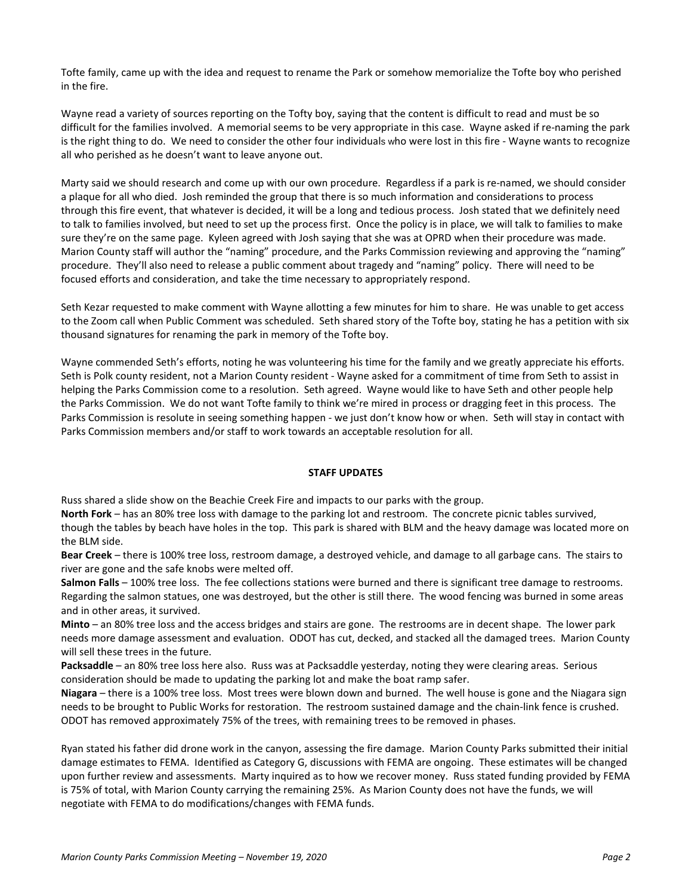Tofte family, came up with the idea and request to rename the Park or somehow memorialize the Tofte boy who perished in the fire.

Wayne read a variety of sources reporting on the Tofty boy, saying that the content is difficult to read and must be so difficult for the families involved. A memorial seems to be very appropriate in this case. Wayne asked if re-naming the park is the right thing to do. We need to consider the other four individuals who were lost in this fire - Wayne wants to recognize all who perished as he doesn't want to leave anyone out.

Marty said we should research and come up with our own procedure. Regardless if a park is re-named, we should consider a plaque for all who died. Josh reminded the group that there is so much information and considerations to process through this fire event, that whatever is decided, it will be a long and tedious process. Josh stated that we definitely need to talk to families involved, but need to set up the process first. Once the policy is in place, we will talk to families to make sure they're on the same page. Kyleen agreed with Josh saying that she was at OPRD when their procedure was made. Marion County staff will author the "naming" procedure, and the Parks Commission reviewing and approving the "naming" procedure. They'll also need to release a public comment about tragedy and "naming" policy. There will need to be focused efforts and consideration, and take the time necessary to appropriately respond.

Seth Kezar requested to make comment with Wayne allotting a few minutes for him to share. He was unable to get access to the Zoom call when Public Comment was scheduled. Seth shared story of the Tofte boy, stating he has a petition with six thousand signatures for renaming the park in memory of the Tofte boy.

Wayne commended Seth's efforts, noting he was volunteering his time for the family and we greatly appreciate his efforts. Seth is Polk county resident, not a Marion County resident - Wayne asked for a commitment of time from Seth to assist in helping the Parks Commission come to a resolution. Seth agreed. Wayne would like to have Seth and other people help the Parks Commission. We do not want Tofte family to think we're mired in process or dragging feet in this process. The Parks Commission is resolute in seeing something happen - we just don't know how or when. Seth will stay in contact with Parks Commission members and/or staff to work towards an acceptable resolution for all.

## STAFF UPDATES

Russ shared a slide show on the Beachie Creek Fire and impacts to our parks with the group.

**North Fork** – has an 80% tree loss with damage to the parking lot and restroom. The concrete picnic tables survived, though the tables by beach have holes in the top. This park is shared with BLM and the heavy damage was located more on the BLM side.

**Bear Creek** – there is 100% tree loss, restroom damage, a destroyed vehicle, and damage to all garbage cans. The stairs to river are gone and the safe knobs were melted off.

**Salmon Falls** – 100% tree loss. The fee collections stations were burned and there is significant tree damage to restrooms. Regarding the salmon statues, one was destroyed, but the other is still there. The wood fencing was burned in some areas and in other areas, it survived.

**Minto** – an 80% tree loss and the access bridges and stairs are gone. The restrooms are in decent shape. The lower park needs more damage assessment and evaluation. ODOT has cut, decked, and stacked all the damaged trees. Marion County will sell these trees in the future.

**Packsaddle** – an 80% tree loss here also. Russ was at Packsaddle yesterday, noting they were clearing areas. Serious consideration should be made to updating the parking lot and make the boat ramp safer.

**Niagara** – there is a 100% tree loss. Most trees were blown down and burned. The well house is gone and the Niagara sign needs to be brought to Public Works for restoration. The restroom sustained damage and the chain-link fence is crushed. ODOT has removed approximately 75% of the trees, with remaining trees to be removed in phases.

Ryan stated his father did drone work in the canyon, assessing the fire damage. Marion County Parks submitted their initial damage estimates to FEMA. Identified as Category G, discussions with FEMA are ongoing. These estimates will be changed upon further review and assessments. Marty inquired as to how we recover money. Russ stated funding provided by FEMA is 75% of total, with Marion County carrying the remaining 25%. As Marion County does not have the funds, we will negotiate with FEMA to do modifications/changes with FEMA funds.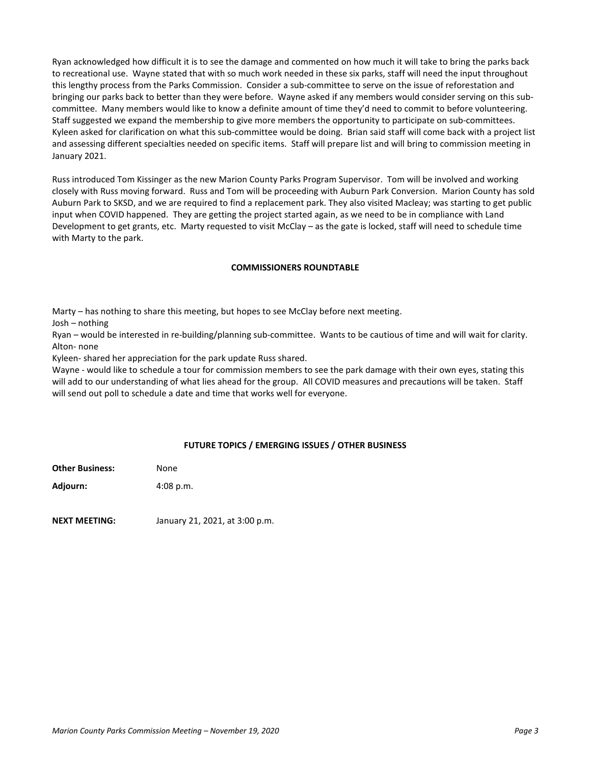Ryan acknowledged how difficult it is to see the damage and commented on how much it will take to bring the parks back to recreational use. Wayne stated that with so much work needed in these six parks, staff will need the input throughout this lengthy process from the Parks Commission. Consider a sub-committee to serve on the issue of reforestation and bringing our parks back to better than they were before. Wayne asked if any members would consider serving on this sub-committee. Many members would like to know a definite amount of time they'd need to commit to before volunteering. Staff suggested we expand the membership to give more members the opportunity to participate on sub-committees. Kyleen asked for clarification on what this sub-committee would be doing. Brian said staff will come back with a project list and assessing different specialties needed on specific items. Staff will prepare list and will bring to commission meeting in January 2021.

Russ introduced Tom Kissinger as the new Marion County Parks Program Supervisor. Tom will be involved and working closely with Russ moving forward. Russ and Tom will be proceeding with Auburn Park Conversion. Marion County has sold Auburn Park to SKSD, and we are required to find a replacement park. They also visited Macleay; was starting to get public input when COVID happened. They are getting the project started again, as we need to be in compliance with Land Development to get grants, etc. Marty requested to visit McClay – as the gate is locked, staff will need to schedule time with Marty to the park.

**COMMISSIONERS ROUNDTABLE**

Marty – has nothing to share this meeting, but hopes to see McClay before next meeting.
Josh – nothing
Ryan – would be interested in re-building/planning sub-committee. Wants to be cautious of time and will wait for clarity.
Alton- none
Kyleen- shared her appreciation for the park update Russ shared.
Wayne - would like to schedule a tour for commission members to see the park damage with their own eyes, stating this will add to our understanding of what lies ahead for the group. All COVID measures and precautions will be taken. Staff will send out poll to schedule a date and time that works well for everyone.

**FUTURE TOPICS / EMERGING ISSUES / OTHER BUSINESS**

**Other Business:** None

**Adjourn:** 4:08 p.m.

**NEXT MEETING:** January 21, 2021, at 3:00 p.m.